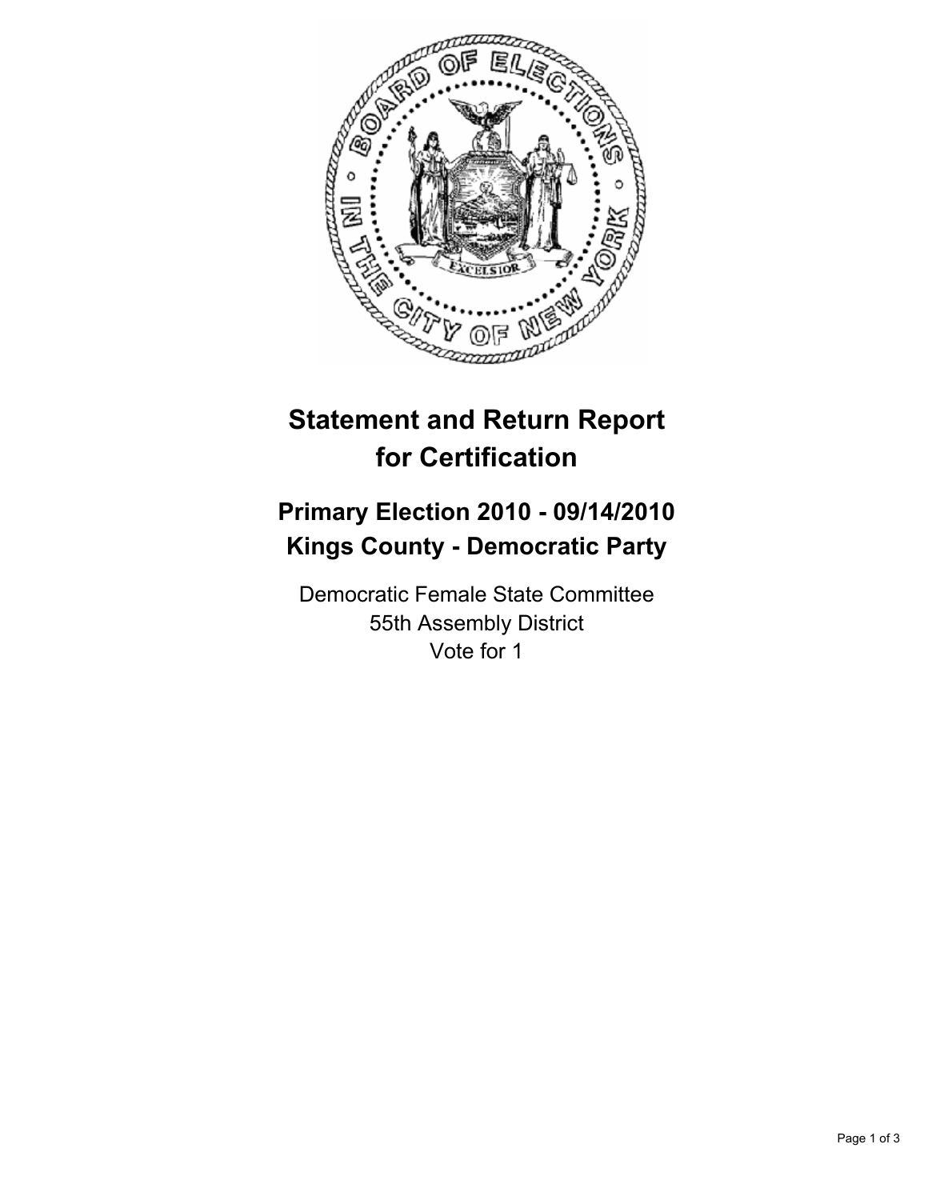# Statement and Return Report for Certification

## Primary Election 2010 - 09/14/2010
## Kings County - Democratic Party

Democratic Female State Committee
55th Assembly District
Vote for 1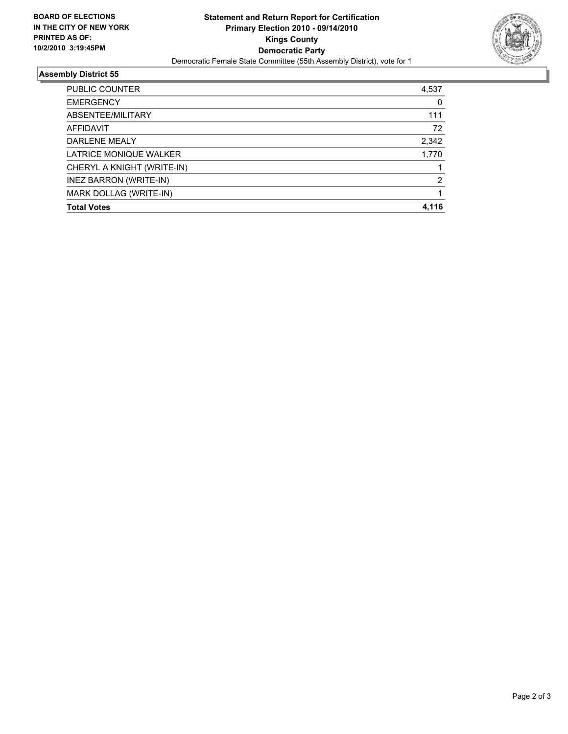**BOARD OF ELECTIONS IN THE CITY OF NEW YORK PRINTED AS OF: 10/2/2010 3:19:45PM**

# Statement and Return Report for Certification
## Primary Election 2010 - 09/14/2010
## Kings County
## Democratic Party

Democratic Female State Committee (55th Assembly District), vote for 1

### Assembly District 55

| | |
|---|---|
| PUBLIC COUNTER | 4,537 |
| EMERGENCY | 0 |
| ABSENTEE/MILITARY | 111 |
| AFFIDAVIT | 72 |
| DARLENE MEALY | 2,342 |
| LATRICE MONIQUE WALKER | 1,770 |
| CHERYL A KNIGHT (WRITE-IN) | 1 |
| INEZ BARRON (WRITE-IN) | 2 |
| MARK DOLLAG (WRITE-IN) | 1 |
| **Total Votes** | **4,116** |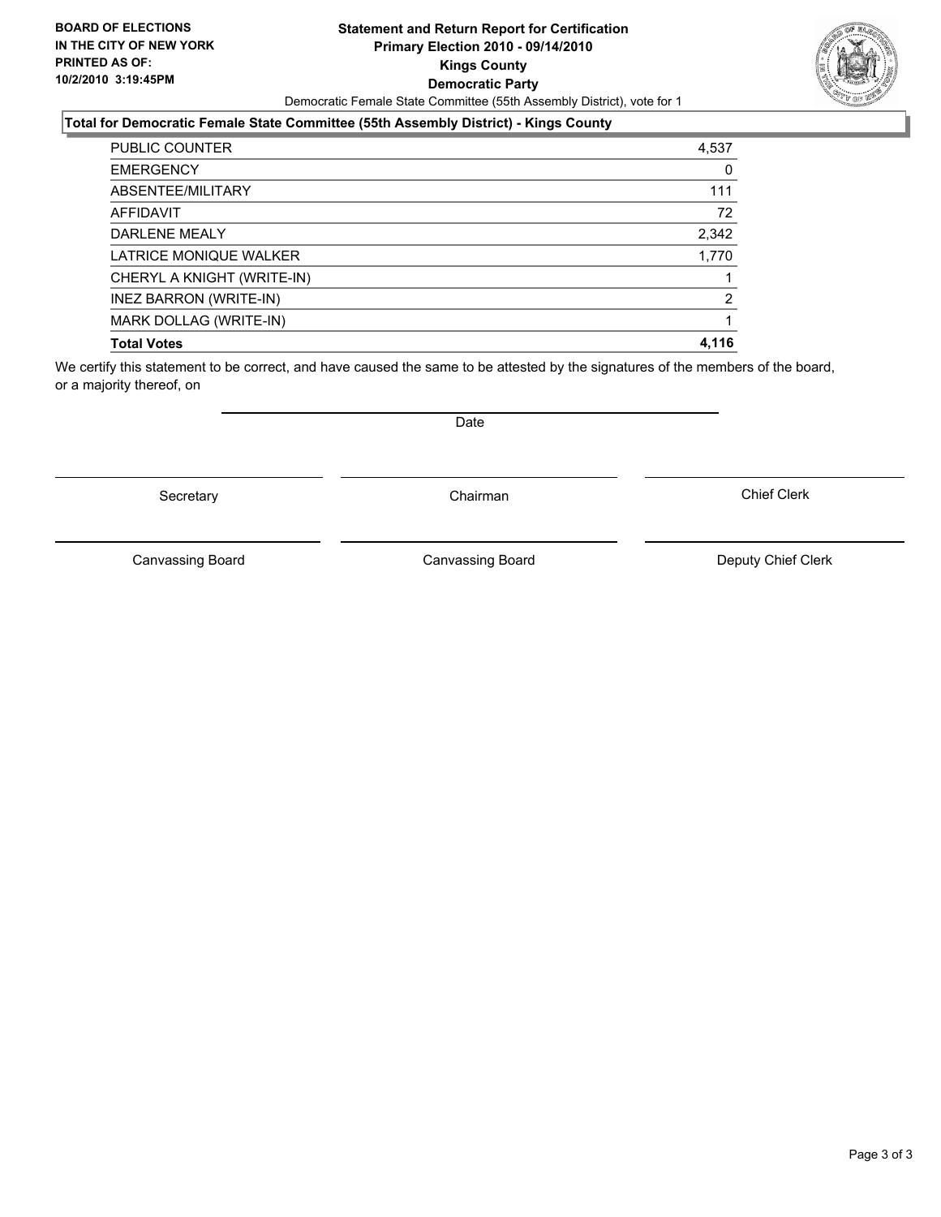**BOARD OF ELECTIONS IN THE CITY OF NEW YORK PRINTED AS OF: 10/2/2010 3:19:45PM**

**Statement and Return Report for Certification**
**Primary Election 2010 - 09/14/2010**
**Kings County**
**Democratic Party**
Democratic Female State Committee (55th Assembly District), vote for 1

**Total for Democratic Female State Committee (55th Assembly District) - Kings County**

| | |
|---|---|
| PUBLIC COUNTER | 4,537 |
| EMERGENCY | 0 |
| ABSENTEE/MILITARY | 111 |
| AFFIDAVIT | 72 |
| DARLENE MEALY | 2,342 |
| LATRICE MONIQUE WALKER | 1,770 |
| CHERYL A KNIGHT (WRITE-IN) | 1 |
| INEZ BARRON (WRITE-IN) | 2 |
| MARK DOLLAG (WRITE-IN) | 1 |
| **Total Votes** | **4,116** |

We certify this statement to be correct, and have caused the same to be attested by the signatures of the members of the board, or a majority thereof, on

Date

Secretary | Chairman | Chief Clerk

Canvassing Board | Canvassing Board | Deputy Chief Clerk